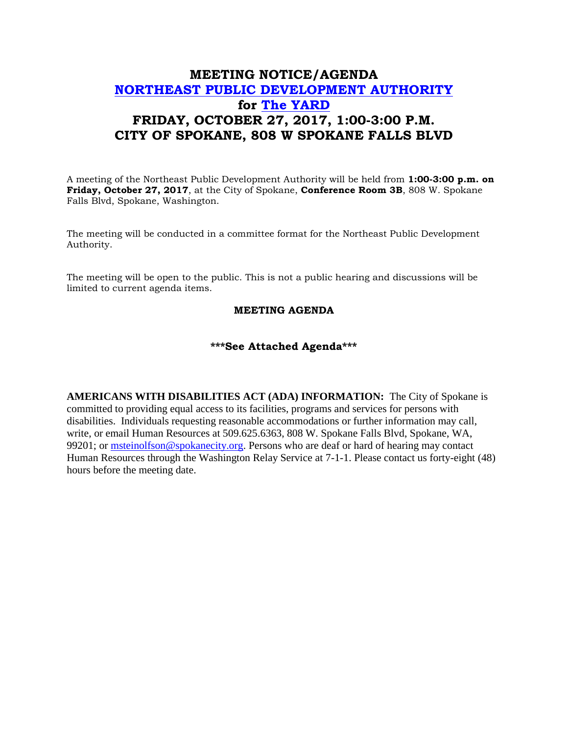# MEETING NOTICE/AGENDA
# NORTHEAST PUBLIC DEVELOPMENT AUTHORITY
# for The YARD
# FRIDAY, OCTOBER 27, 2017, 1:00-3:00 P.M.
# CITY OF SPOKANE, 808 W SPOKANE FALLS BLVD

A meeting of the Northeast Public Development Authority will be held from **1:00-3:00 p.m. on Friday, October 27, 2017**, at the City of Spokane, **Conference Room 3B**, 808 W. Spokane Falls Blvd, Spokane, Washington.

The meeting will be conducted in a committee format for the Northeast Public Development Authority.

The meeting will be open to the public. This is not a public hearing and discussions will be limited to current agenda items.

**MEETING AGENDA**

**\*\*\*See Attached Agenda\*\*\***

**AMERICANS WITH DISABILITIES ACT (ADA) INFORMATION:** The City of Spokane is committed to providing equal access to its facilities, programs and services for persons with disabilities. Individuals requesting reasonable accommodations or further information may call, write, or email Human Resources at 509.625.6363, 808 W. Spokane Falls Blvd, Spokane, WA, 99201; or msteinolfson@spokanecity.org. Persons who are deaf or hard of hearing may contact Human Resources through the Washington Relay Service at 7-1-1. Please contact us forty-eight (48) hours before the meeting date.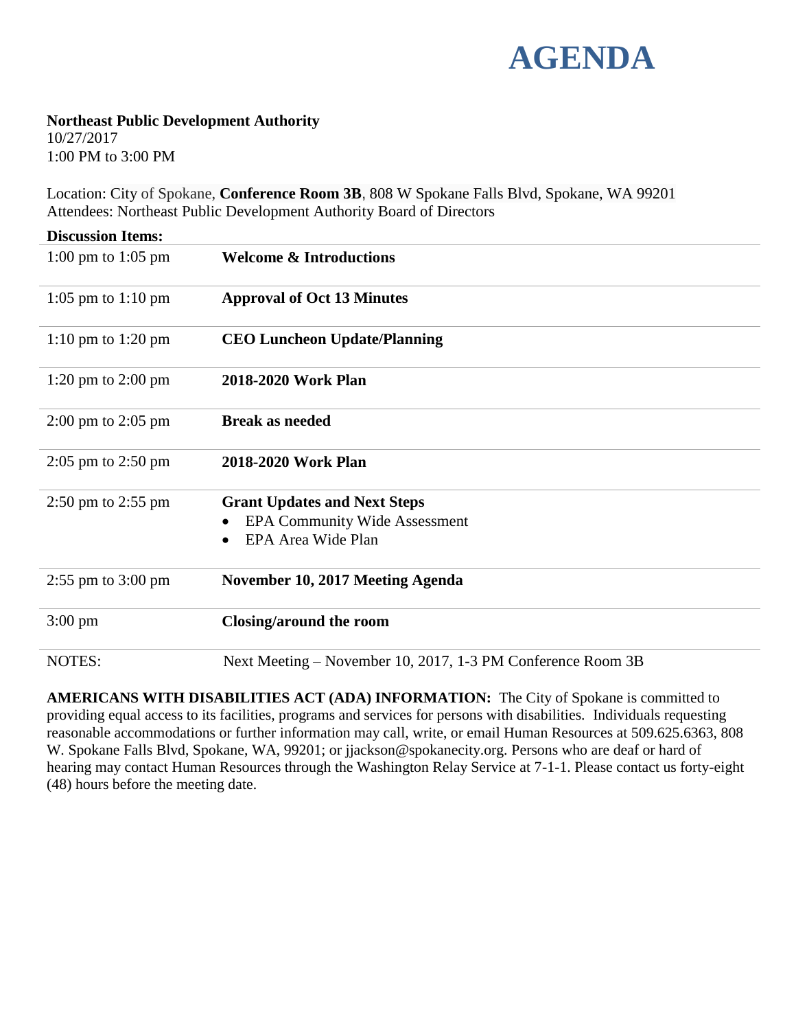# AGENDA

**Northeast Public Development Authority**
10/27/2017
1:00 PM to 3:00 PM

Location: City of Spokane, **Conference Room 3B**, 808 W Spokane Falls Blvd, Spokane, WA 99201
Attendees: Northeast Public Development Authority Board of Directors

**Discussion Items:**

| | |
|---|---|
| 1:00 pm to 1:05 pm | **Welcome & Introductions** |
| 1:05 pm to 1:10 pm | **Approval of Oct 13 Minutes** |
| 1:10 pm to 1:20 pm | **CEO Luncheon Update/Planning** |
| 1:20 pm to 2:00 pm | **2018-2020 Work Plan** |
| 2:00 pm to 2:05 pm | **Break as needed** |
| 2:05 pm to 2:50 pm | **2018-2020 Work Plan** |
| 2:50 pm to 2:55 pm | **Grant Updates and Next Steps**<br>• EPA Community Wide Assessment<br>• EPA Area Wide Plan |
| 2:55 pm to 3:00 pm | **November 10, 2017 Meeting Agenda** |
| 3:00 pm | **Closing/around the room** |
| NOTES: | Next Meeting – November 10, 2017, 1-3 PM Conference Room 3B |

**AMERICANS WITH DISABILITIES ACT (ADA) INFORMATION:** The City of Spokane is committed to providing equal access to its facilities, programs and services for persons with disabilities. Individuals requesting reasonable accommodations or further information may call, write, or email Human Resources at 509.625.6363, 808 W. Spokane Falls Blvd, Spokane, WA, 99201; or jjackson@spokanecity.org. Persons who are deaf or hard of hearing may contact Human Resources through the Washington Relay Service at 7-1-1. Please contact us forty-eight (48) hours before the meeting date.